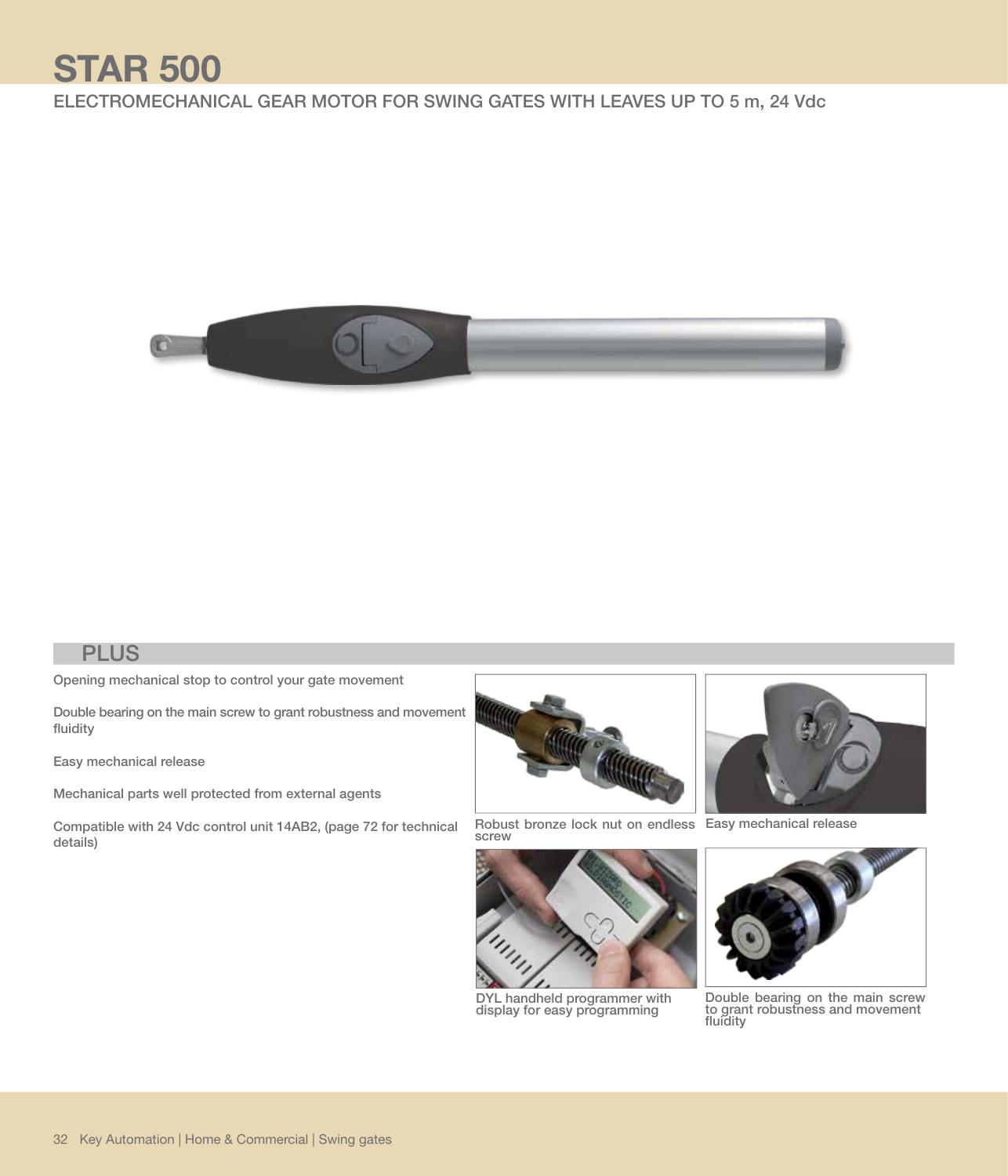# STAR 500

## ELECTROMECHANICAL GEAR MOTOR FOR SWING GATES WITH LEAVES UP TO 5 m, 24 Vdc

## PLUS

Opening mechanical stop to control your gate movement

Double bearing on the main screw to grant robustness and movement fluidity

Easy mechanical release

Mechanical parts well protected from external agents

Compatible with 24 Vdc control unit 14AB2, (page 72 for technical details)

Robust bronze lock nut on endless screw

Easy mechanical release

DYL handheld programmer with display for easy programming

Double bearing on the main screw to grant robustness and movement fluidity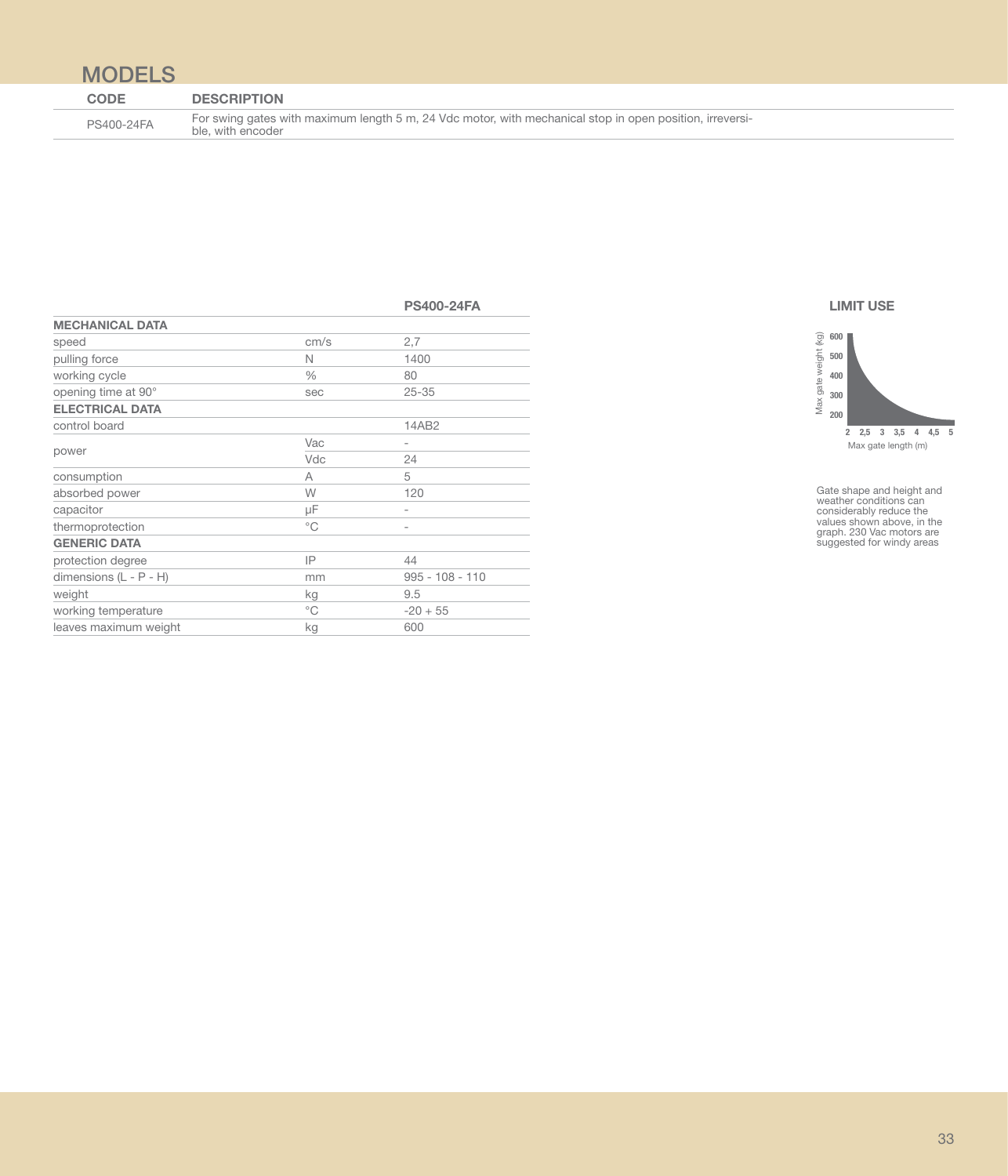## MODELS

| CODE | DESCRIPTION |
|---|---|
| PS400-24FA | For swing gates with maximum length 5 m, 24 Vdc motor, with mechanical stop in open position, irreversible, with encoder |

| | | PS400-24FA |
|---|---|---|
| **MECHANICAL DATA** | | |
| speed | cm/s | 2,7 |
| pulling force | N | 1400 |
| working cycle | % | 80 |
| opening time at 90° | sec | 25-35 |
| **ELECTRICAL DATA** | | |
| control board | | 14AB2 |
| power | Vac | - |
| | Vdc | 24 |
| consumption | A | 5 |
| absorbed power | W | 120 |
| capacitor | μF | - |
| thermoprotection | °C | - |
| **GENERIC DATA** | | |
| protection degree | IP | 44 |
| dimensions (L - P - H) | mm | 995 - 108 - 110 |
| weight | kg | 9.5 |
| working temperature | °C | -20 + 55 |
| leaves maximum weight | kg | 600 |

**LIMIT USE**

Max gate weight (kg)

600
500
400
300
200

2 2,5 3 3,5 4 4,5 5

Max gate length (m)

Gate shape and height and weather conditions can considerably reduce the values shown above, in the graph. 230 Vac motors are suggested for windy areas